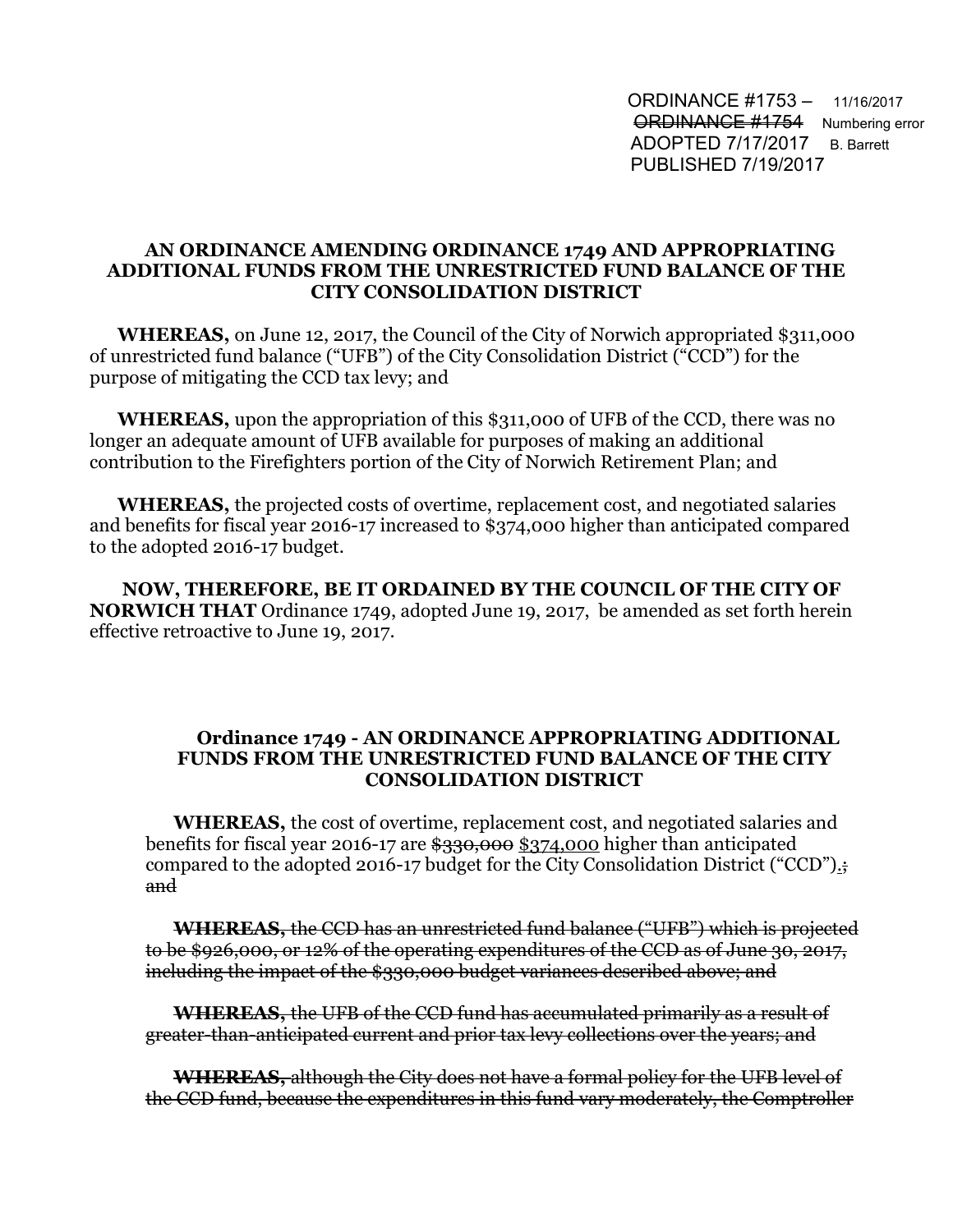ORDINANCE #1753 – 11/16/2017
~~ORDINANCE #1754~~ Numbering error
ADOPTED 7/17/2017 B. Barrett
PUBLISHED 7/19/2017

**AN ORDINANCE AMENDING ORDINANCE 1749 AND APPROPRIATING ADDITIONAL FUNDS FROM THE UNRESTRICTED FUND BALANCE OF THE CITY CONSOLIDATION DISTRICT**

**WHEREAS,** on June 12, 2017, the Council of the City of Norwich appropriated $311,000 of unrestricted fund balance ("UFB") of the City Consolidation District ("CCD") for the purpose of mitigating the CCD tax levy; and

**WHEREAS,** upon the appropriation of this $311,000 of UFB of the CCD, there was no longer an adequate amount of UFB available for purposes of making an additional contribution to the Firefighters portion of the City of Norwich Retirement Plan; and

**WHEREAS,** the projected costs of overtime, replacement cost, and negotiated salaries and benefits for fiscal year 2016-17 increased to $374,000 higher than anticipated compared to the adopted 2016-17 budget.

**NOW, THEREFORE, BE IT ORDAINED BY THE COUNCIL OF THE CITY OF NORWICH THAT** Ordinance 1749, adopted June 19, 2017, be amended as set forth herein effective retroactive to June 19, 2017.

**Ordinance 1749 - AN ORDINANCE APPROPRIATING ADDITIONAL FUNDS FROM THE UNRESTRICTED FUND BALANCE OF THE CITY CONSOLIDATION DISTRICT**

**WHEREAS,** the cost of overtime, replacement cost, and negotiated salaries and benefits for fiscal year 2016-17 are ~~$330,000~~ <u>$374,000</u> higher than anticipated compared to the adopted 2016-17 budget for the City Consolidation District ("CCD")<u>.</u>~~; and~~

~~**WHEREAS,** the CCD has an unrestricted fund balance ("UFB") which is projected to be $926,000, or 12% of the operating expenditures of the CCD as of June 30, 2017, including the impact of the $330,000 budget variances described above; and~~

~~**WHEREAS,** the UFB of the CCD fund has accumulated primarily as a result of greater-than-anticipated current and prior tax levy collections over the years; and~~

~~**WHEREAS,** although the City does not have a formal policy for the UFB level of the CCD fund, because the expenditures in this fund vary moderately, the Comptroller~~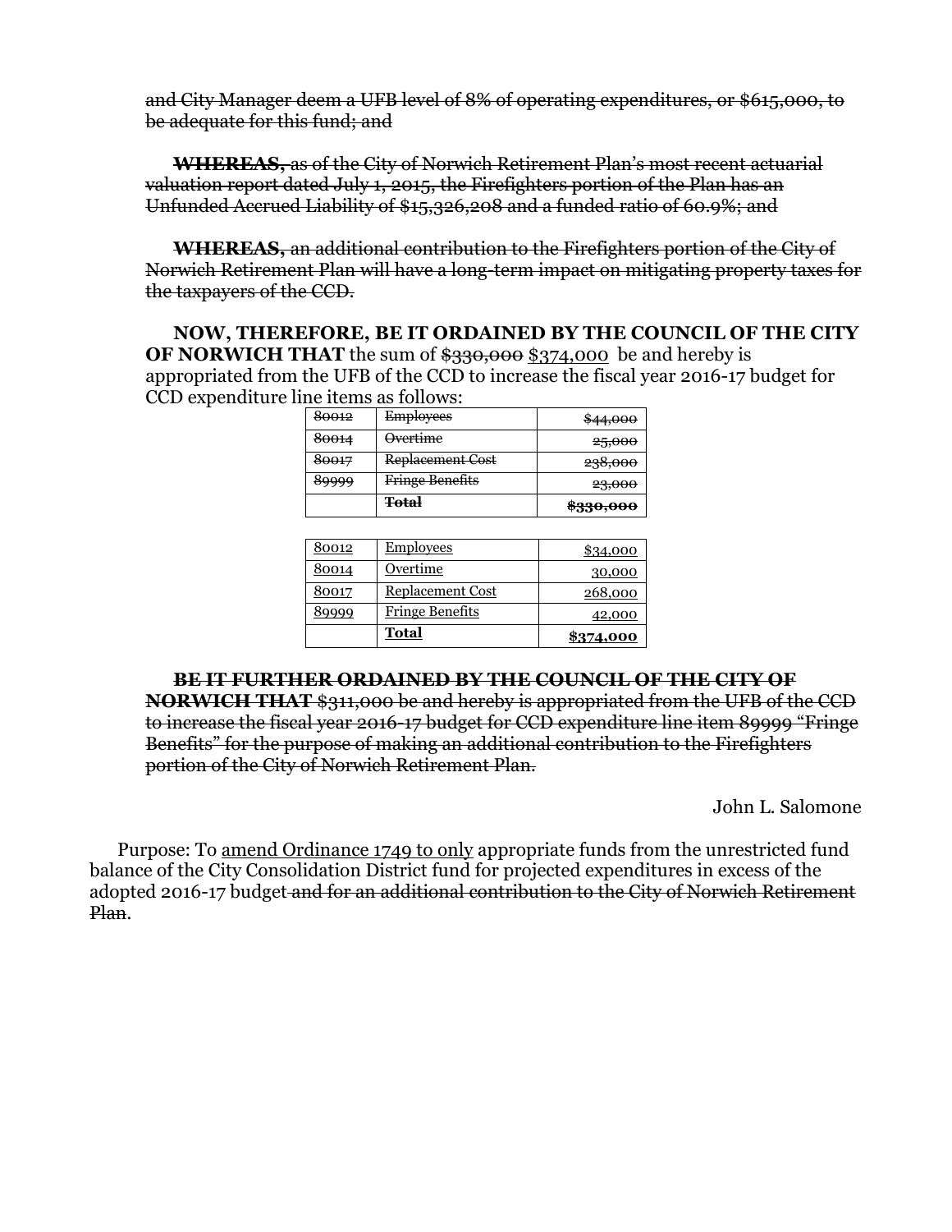~~and City Manager deem a UFB level of 8% of operating expenditures, or $615,000, to be adequate for this fund; and~~

~~**WHEREAS,** as of the City of Norwich Retirement Plan's most recent actuarial valuation report dated July 1, 2015, the Firefighters portion of the Plan has an Unfunded Accrued Liability of $15,326,208 and a funded ratio of 60.9%; and~~

~~**WHEREAS,** an additional contribution to the Firefighters portion of the City of Norwich Retirement Plan will have a long-term impact on mitigating property taxes for the taxpayers of the CCD.~~

**NOW, THEREFORE, BE IT ORDAINED BY THE COUNCIL OF THE CITY OF NORWICH THAT** the sum of ~~$330,000~~ <u>$374,000</u> be and hereby is appropriated from the UFB of the CCD to increase the fiscal year 2016-17 budget for CCD expenditure line items as follows:

| | | |
|---|---|---|
| ~~80012~~ | ~~Employees~~ | ~~$44,000~~ |
| ~~80014~~ | ~~Overtime~~ | ~~25,000~~ |
| ~~80017~~ | ~~Replacement Cost~~ | ~~238,000~~ |
| ~~89999~~ | ~~Fringe Benefits~~ | ~~23,000~~ |
| | ~~**Total**~~ | ~~**$330,000**~~ |

| | | |
|---|---|---|
| <u>80012</u> | <u>Employees</u> | <u>$34,000</u> |
| <u>80014</u> | <u>Overtime</u> | <u>30,000</u> |
| <u>80017</u> | <u>Replacement Cost</u> | <u>268,000</u> |
| <u>89999</u> | <u>Fringe Benefits</u> | <u>42,000</u> |
| | <u>**Total**</u> | <u>**$374,000**</u> |

~~**BE IT FURTHER ORDAINED BY THE COUNCIL OF THE CITY OF NORWICH THAT** $311,000 be and hereby is appropriated from the UFB of the CCD to increase the fiscal year 2016-17 budget for CCD expenditure line item 89999 "Fringe Benefits" for the purpose of making an additional contribution to the Firefighters portion of the City of Norwich Retirement Plan.~~

John L. Salomone

Purpose: To <u>amend Ordinance 1749 to only</u> appropriate funds from the unrestricted fund balance of the City Consolidation District fund for projected expenditures in excess of the adopted 2016-17 budget ~~and for an additional contribution to the City of Norwich Retirement Plan~~.